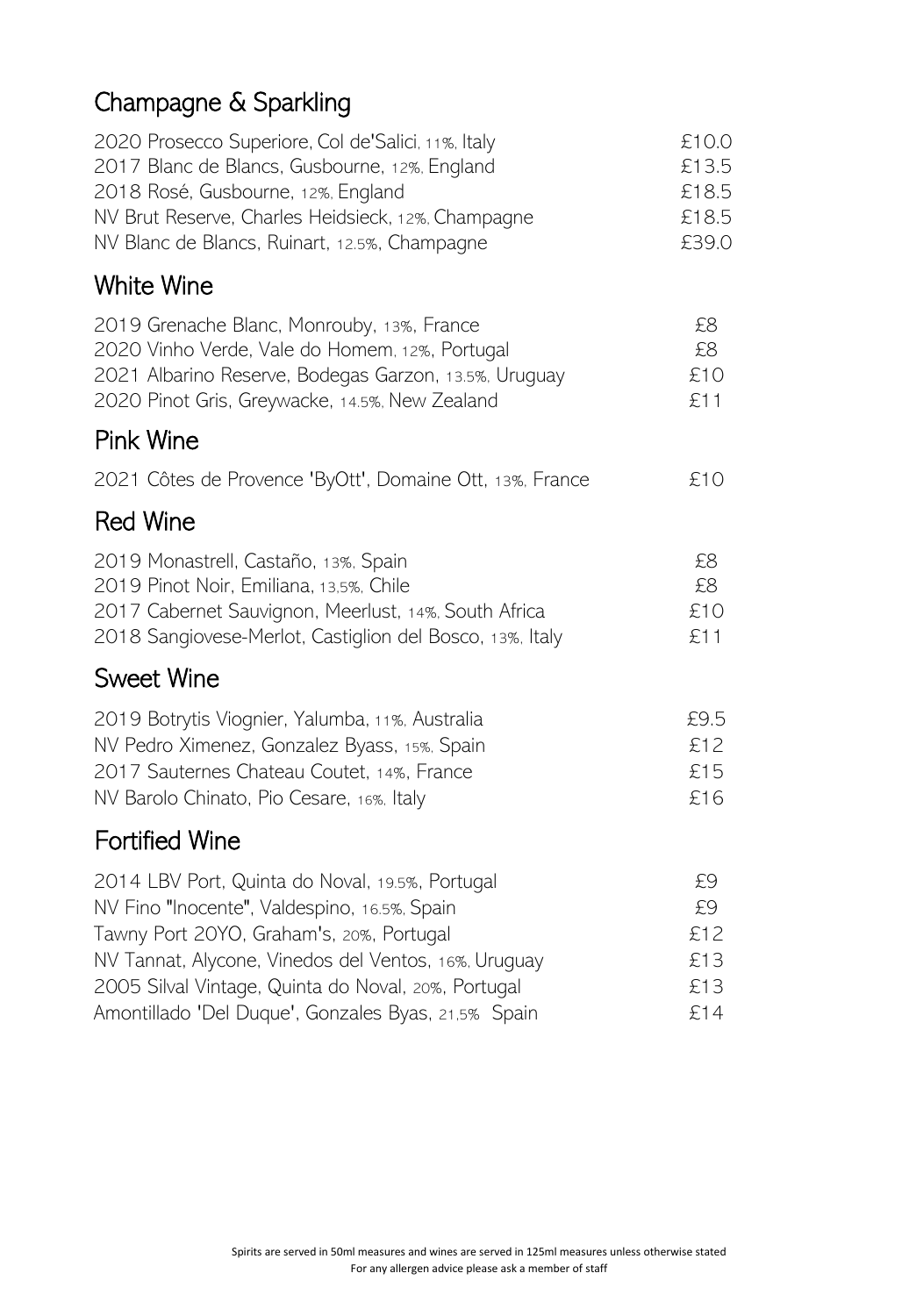## Champagne & Sparkling

| | |
|---|---|
| 2020 Prosecco Superiore, Col de'Salici, 11%, Italy | £10.0 |
| 2017 Blanc de Blancs, Gusbourne, 12%, England | £13.5 |
| 2018 Rosé, Gusbourne, 12%, England | £18.5 |
| NV Brut Reserve, Charles Heidsieck, 12%, Champagne | £18.5 |
| NV Blanc de Blancs, Ruinart, 12.5%, Champagne | £39.0 |

## White Wine

| | |
|---|---|
| 2019 Grenache Blanc, Monrouby, 13%, France | £8 |
| 2020 Vinho Verde, Vale do Homem, 12%, Portugal | £8 |
| 2021 Albarino Reserve, Bodegas Garzon, 13.5%, Uruguay | £10 |
| 2020 Pinot Gris, Greywacke, 14.5%, New Zealand | £11 |

## Pink Wine

| | |
|---|---|
| 2021 Côtes de Provence 'ByOtt', Domaine Ott, 13%, France | £10 |

## Red Wine

| | |
|---|---|
| 2019 Monastrell, Castaño, 13%, Spain | £8 |
| 2019 Pinot Noir, Emiliana, 13,5%, Chile | £8 |
| 2017 Cabernet Sauvignon, Meerlust, 14%, South Africa | £10 |
| 2018 Sangiovese-Merlot, Castiglion del Bosco, 13%, Italy | £11 |

## Sweet Wine

| | |
|---|---|
| 2019 Botrytis Viognier, Yalumba, 11%, Australia | £9.5 |
| NV Pedro Ximenez, Gonzalez Byass, 15%, Spain | £12 |
| 2017 Sauternes Chateau Coutet, 14%, France | £15 |
| NV Barolo Chinato, Pio Cesare, 16%, Italy | £16 |

## Fortified Wine

| | |
|---|---|
| 2014 LBV Port, Quinta do Noval, 19.5%, Portugal | £9 |
| NV Fino "Inocente", Valdespino, 16.5%, Spain | £9 |
| Tawny Port 20YO, Graham's, 20%, Portugal | £12 |
| NV Tannat, Alycone, Vinedos del Ventos, 16%, Uruguay | £13 |
| 2005 Silval Vintage, Quinta do Noval, 20%, Portugal | £13 |
| Amontillado 'Del Duque', Gonzales Byas, 21,5% Spain | £14 |

Spirits are served in 50ml measures and wines are served in 125ml measures unless otherwise stated

For any allergen advice please ask a member of staff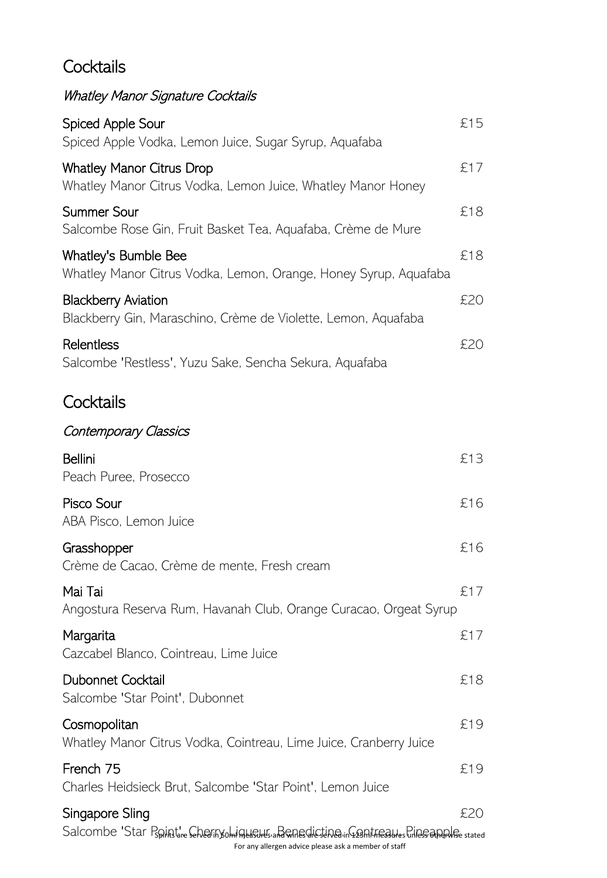# Cocktails

*Whatley Manor Signature Cocktails*

**Spiced Apple Sour** £15
Spiced Apple Vodka, Lemon Juice, Sugar Syrup, Aquafaba

**Whatley Manor Citrus Drop** £17
Whatley Manor Citrus Vodka, Lemon Juice, Whatley Manor Honey

**Summer Sour** £18
Salcombe Rose Gin, Fruit Basket Tea, Aquafaba, Crème de Mure

**Whatley's Bumble Bee** £18
Whatley Manor Citrus Vodka, Lemon, Orange, Honey Syrup, Aquafaba

**Blackberry Aviation** £20
Blackberry Gin, Maraschino, Crème de Violette, Lemon, Aquafaba

**Relentless** £20
Salcombe 'Restless', Yuzu Sake, Sencha Sekura, Aquafaba

# Cocktails

*Contemporary Classics*

**Bellini** £13
Peach Puree, Prosecco

**Pisco Sour** £16
ABA Pisco, Lemon Juice

**Grasshopper** £16
Crème de Cacao, Crème de mente, Fresh cream

**Mai Tai** £17
Angostura Reserva Rum, Havanah Club, Orange Curacao, Orgeat Syrup

**Margarita** £17
Cazcabel Blanco, Cointreau, Lime Juice

**Dubonnet Cocktail** £18
Salcombe 'Star Point', Dubonnet

**Cosmopolitan** £19
Whatley Manor Citrus Vodka, Cointreau, Lime Juice, Cranberry Juice

**French 75** £19
Charles Heidsieck Brut, Salcombe 'Star Point', Lemon Juice

**Singapore Sling** £20
Salcombe 'Star Point', Cherry Liqueur, Benedictine, Cointreau, Pineapple

Spirits are served in 50ml measures and wines are served in 125ml measures unless otherwise stated

For any allergen advice please ask a member of staff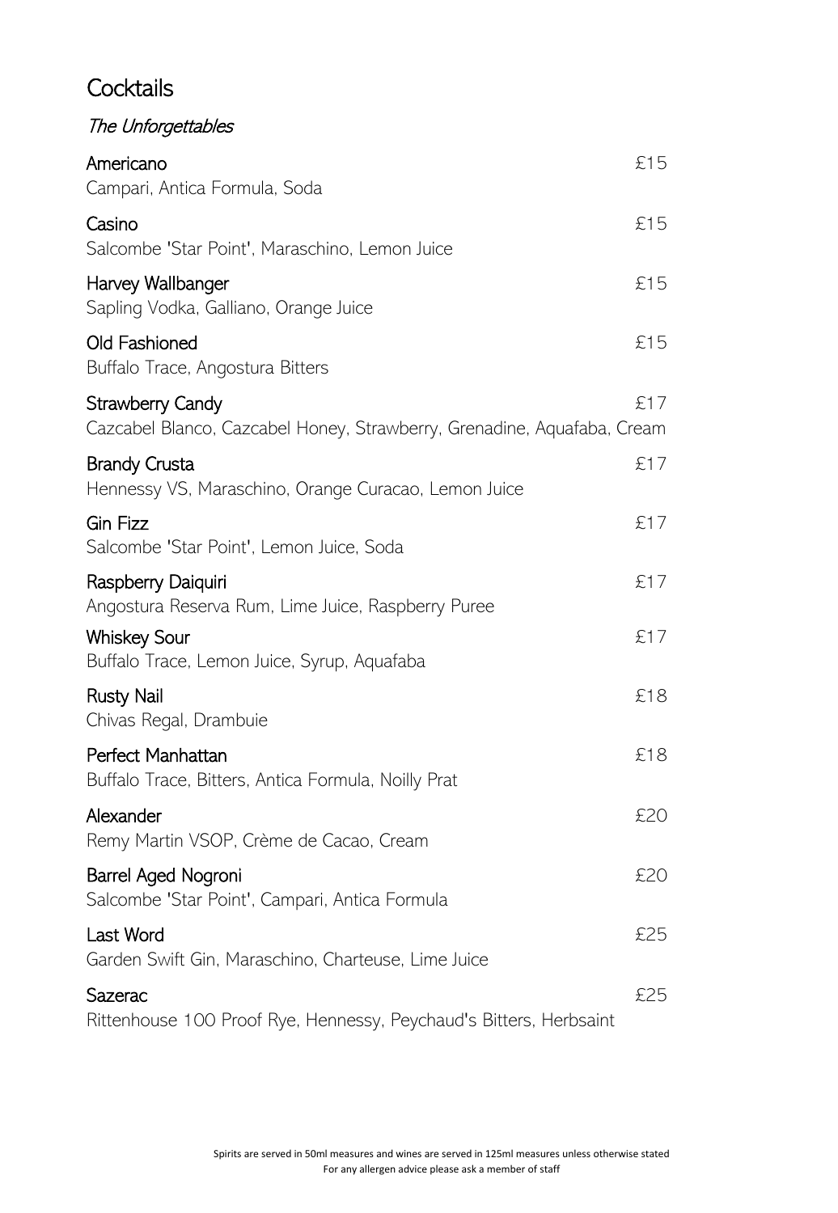# Cocktails

*The Unforgettables*

**Americano** £15
Campari, Antica Formula, Soda

**Casino** £15
Salcombe 'Star Point', Maraschino, Lemon Juice

**Harvey Wallbanger** £15
Sapling Vodka, Galliano, Orange Juice

**Old Fashioned** £15
Buffalo Trace, Angostura Bitters

**Strawberry Candy** £17
Cazcabel Blanco, Cazcabel Honey, Strawberry, Grenadine, Aquafaba, Cream

**Brandy Crusta** £17
Hennessy VS, Maraschino, Orange Curacao, Lemon Juice

**Gin Fizz** £17
Salcombe 'Star Point', Lemon Juice, Soda

**Raspberry Daiquiri** £17
Angostura Reserva Rum, Lime Juice, Raspberry Puree

**Whiskey Sour** £17
Buffalo Trace, Lemon Juice, Syrup, Aquafaba

**Rusty Nail** £18
Chivas Regal, Drambuie

**Perfect Manhattan** £18
Buffalo Trace, Bitters, Antica Formula, Noilly Prat

**Alexander** £20
Remy Martin VSOP, Crème de Cacao, Cream

**Barrel Aged Nogroni** £20
Salcombe 'Star Point', Campari, Antica Formula

**Last Word** £25
Garden Swift Gin, Maraschino, Charteuse, Lime Juice

**Sazerac** £25
Rittenhouse 100 Proof Rye, Hennessy, Peychaud's Bitters, Herbsaint

Spirits are served in 50ml measures and wines are served in 125ml measures unless otherwise stated
For any allergen advice please ask a member of staff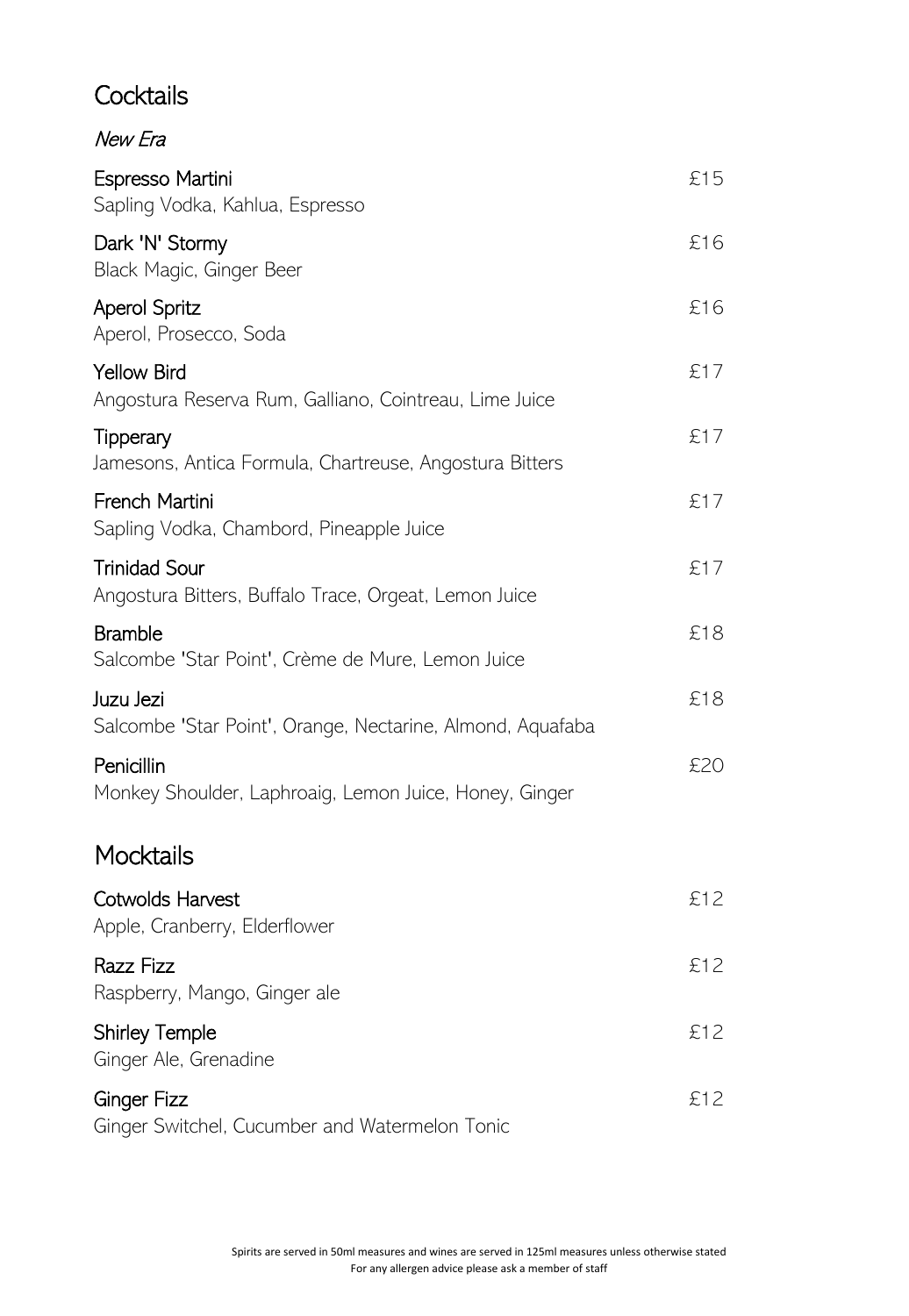# Cocktails

*New Era*

**Espresso Martini** £15
Sapling Vodka, Kahlua, Espresso

**Dark 'N' Stormy** £16
Black Magic, Ginger Beer

**Aperol Spritz** £16
Aperol, Prosecco, Soda

**Yellow Bird** £17
Angostura Reserva Rum, Galliano, Cointreau, Lime Juice

**Tipperary** £17
Jamesons, Antica Formula, Chartreuse, Angostura Bitters

**French Martini** £17
Sapling Vodka, Chambord, Pineapple Juice

**Trinidad Sour** £17
Angostura Bitters, Buffalo Trace, Orgeat, Lemon Juice

**Bramble** £18
Salcombe 'Star Point', Crème de Mure, Lemon Juice

**Juzu Jezi** £18
Salcombe 'Star Point', Orange, Nectarine, Almond, Aquafaba

**Penicillin** £20
Monkey Shoulder, Laphroaig, Lemon Juice, Honey, Ginger

# Mocktails

**Cotwolds Harvest** £12
Apple, Cranberry, Elderflower

**Razz Fizz** £12
Raspberry, Mango, Ginger ale

**Shirley Temple** £12
Ginger Ale, Grenadine

**Ginger Fizz** £12
Ginger Switchel, Cucumber and Watermelon Tonic

Spirits are served in 50ml measures and wines are served in 125ml measures unless otherwise stated
For any allergen advice please ask a member of staff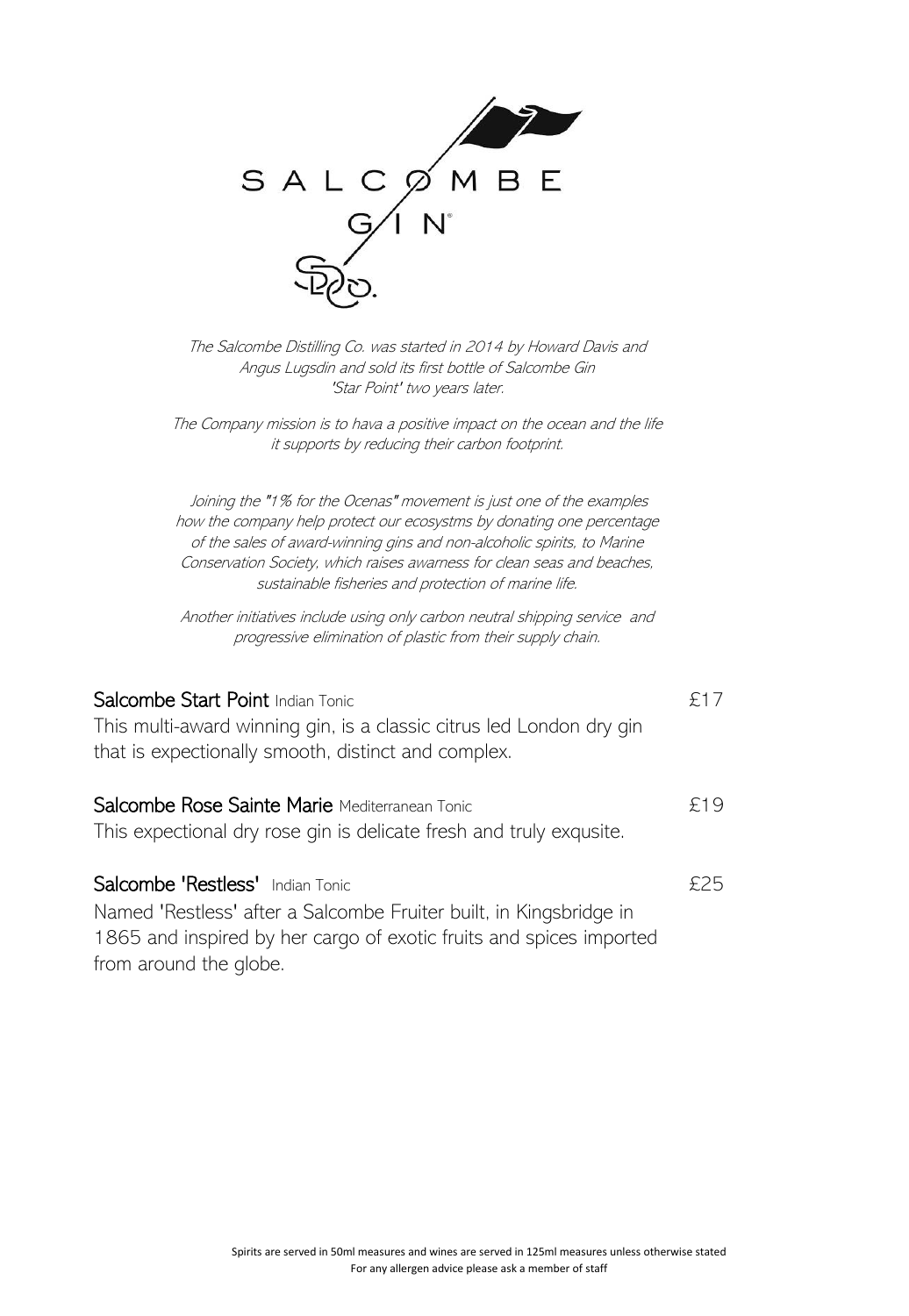# SALCOMBE GIN

*The Salcombe Distilling Co. was started in 2014 by Howard Davis and Angus Lugsdin and sold its first bottle of Salcombe Gin 'Star Point' two years later.*

*The Company mission is to hava a positive impact on the ocean and the life it supports by reducing their carbon footprint.*

*Joining the "1% for the Ocenas" movement is just one of the examples how the company help protect our ecosystms by donating one percentage of the sales of award-winning gins and non-alcoholic spirits, to Marine Conservation Society, which raises awarness for clean seas and beaches, sustainable fisheries and protection of marine life.*

*Another initiatives include using only carbon neutral shipping service and progressive elimination of plastic from their supply chain.*

**Salcombe Start Point** Indian Tonic — £17
This multi-award winning gin, is a classic citrus led London dry gin that is expectionally smooth, distinct and complex.

**Salcombe Rose Sainte Marie** Mediterranean Tonic — £19
This expectional dry rose gin is delicate fresh and truly exqusite.

**Salcombe 'Restless'** Indian Tonic — £25
Named 'Restless' after a Salcombe Fruiter built, in Kingsbridge in 1865 and inspired by her cargo of exotic fruits and spices imported from around the globe.

Spirits are served in 50ml measures and wines are served in 125ml measures unless otherwise stated
For any allergen advice please ask a member of staff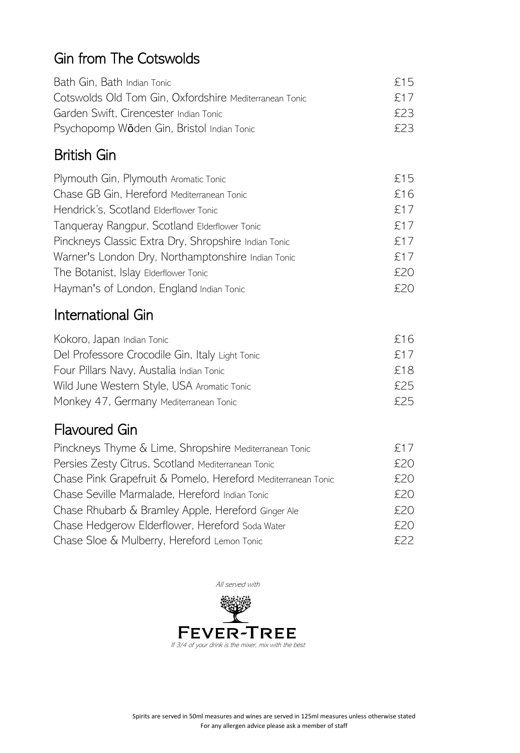## Gin from The Cotswolds

| | |
|---|---|
| Bath Gin, Bath Indian Tonic | £15 |
| Cotswolds Old Tom Gin, Oxfordshire Mediterranean Tonic | £17 |
| Garden Swift, Cirencester Indian Tonic | £23 |
| Psychopomp Wōden Gin, Bristol Indian Tonic | £23 |

## British Gin

| | |
|---|---|
| Plymouth Gin, Plymouth Aromatic Tonic | £15 |
| Chase GB Gin, Hereford Mediterranean Tonic | £16 |
| Hendrick's, Scotland Elderflower Tonic | £17 |
| Tanqueray Rangpur, Scotland Elderflower Tonic | £17 |
| Pinckneys Classic Extra Dry, Shropshire Indian Tonic | £17 |
| Warner's London Dry, Northamptonshire Indian Tonic | £17 |
| The Botanist, Islay Elderflower Tonic | £20 |
| Hayman's of London, England Indian Tonic | £20 |

## International Gin

| | |
|---|---|
| Kokoro, Japan Indian Tonic | £16 |
| Del Professore Crocodile Gin, Italy Light Tonic | £17 |
| Four Pillars Navy, Austalia Indian Tonic | £18 |
| Wild June Western Style, USA Aromatic Tonic | £25 |
| Monkey 47, Germany Mediterranean Tonic | £25 |

## Flavoured Gin

| | |
|---|---|
| Pinckneys Thyme & Lime, Shropshire Mediterranean Tonic | £17 |
| Persies Zesty Citrus, Scotland Mediterranean Tonic | £20 |
| Chase Pink Grapefruit & Pomelo, Hereford Mediterranean Tonic | £20 |
| Chase Seville Marmalade, Hereford Indian Tonic | £20 |
| Chase Rhubarb & Bramley Apple, Hereford Ginger Ale | £20 |
| Chase Hedgerow Elderflower, Hereford Soda Water | £20 |
| Chase Sloe & Mulberry, Hereford Lemon Tonic | £22 |

*All served with*

**FEVER-TREE**

*If 3/4 of your drink is the mixer, mix with the best*

Spirits are served in 50ml measures and wines are served in 125ml measures unless otherwise stated
For any allergen advice please ask a member of staff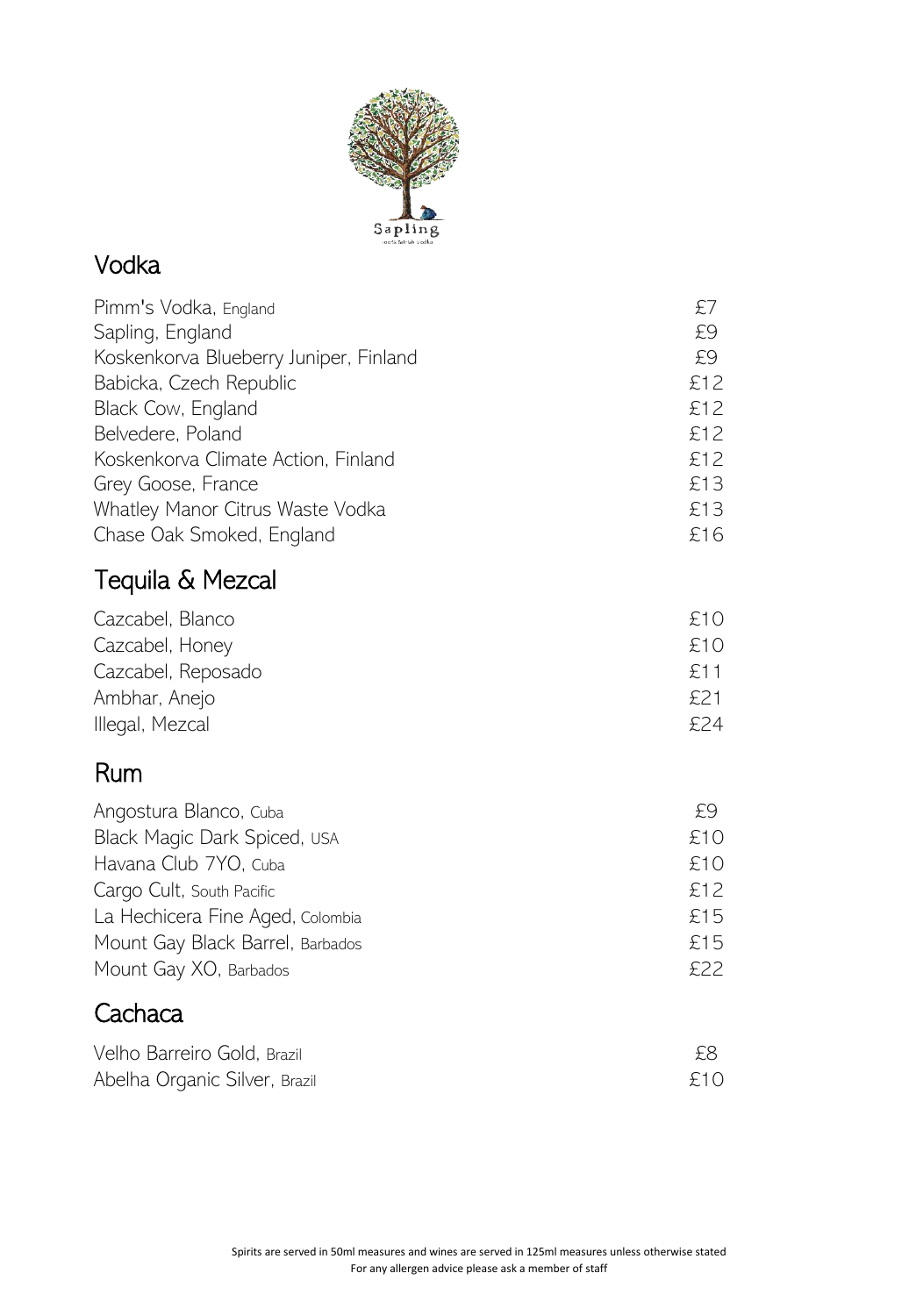## Vodka

| | |
|---|---|
| Pimm's Vodka, England | £7 |
| Sapling, England | £9 |
| Koskenkorva Blueberry Juniper, Finland | £9 |
| Babicka, Czech Republic | £12 |
| Black Cow, England | £12 |
| Belvedere, Poland | £12 |
| Koskenkorva Climate Action, Finland | £12 |
| Grey Goose, France | £13 |
| Whatley Manor Citrus Waste Vodka | £13 |
| Chase Oak Smoked, England | £16 |

## Tequila & Mezcal

| | |
|---|---|
| Cazcabel, Blanco | £10 |
| Cazcabel, Honey | £10 |
| Cazcabel, Reposado | £11 |
| Ambhar, Anejo | £21 |
| Illegal, Mezcal | £24 |

## Rum

| | |
|---|---|
| Angostura Blanco, Cuba | £9 |
| Black Magic Dark Spiced, USA | £10 |
| Havana Club 7YO, Cuba | £10 |
| Cargo Cult, South Pacific | £12 |
| La Hechicera Fine Aged, Colombia | £15 |
| Mount Gay Black Barrel, Barbados | £15 |
| Mount Gay XO, Barbados | £22 |

## Cachaca

| | |
|---|---|
| Velho Barreiro Gold, Brazil | £8 |
| Abelha Organic Silver, Brazil | £10 |

Spirits are served in 50ml measures and wines are served in 125ml measures unless otherwise stated
For any allergen advice please ask a member of staff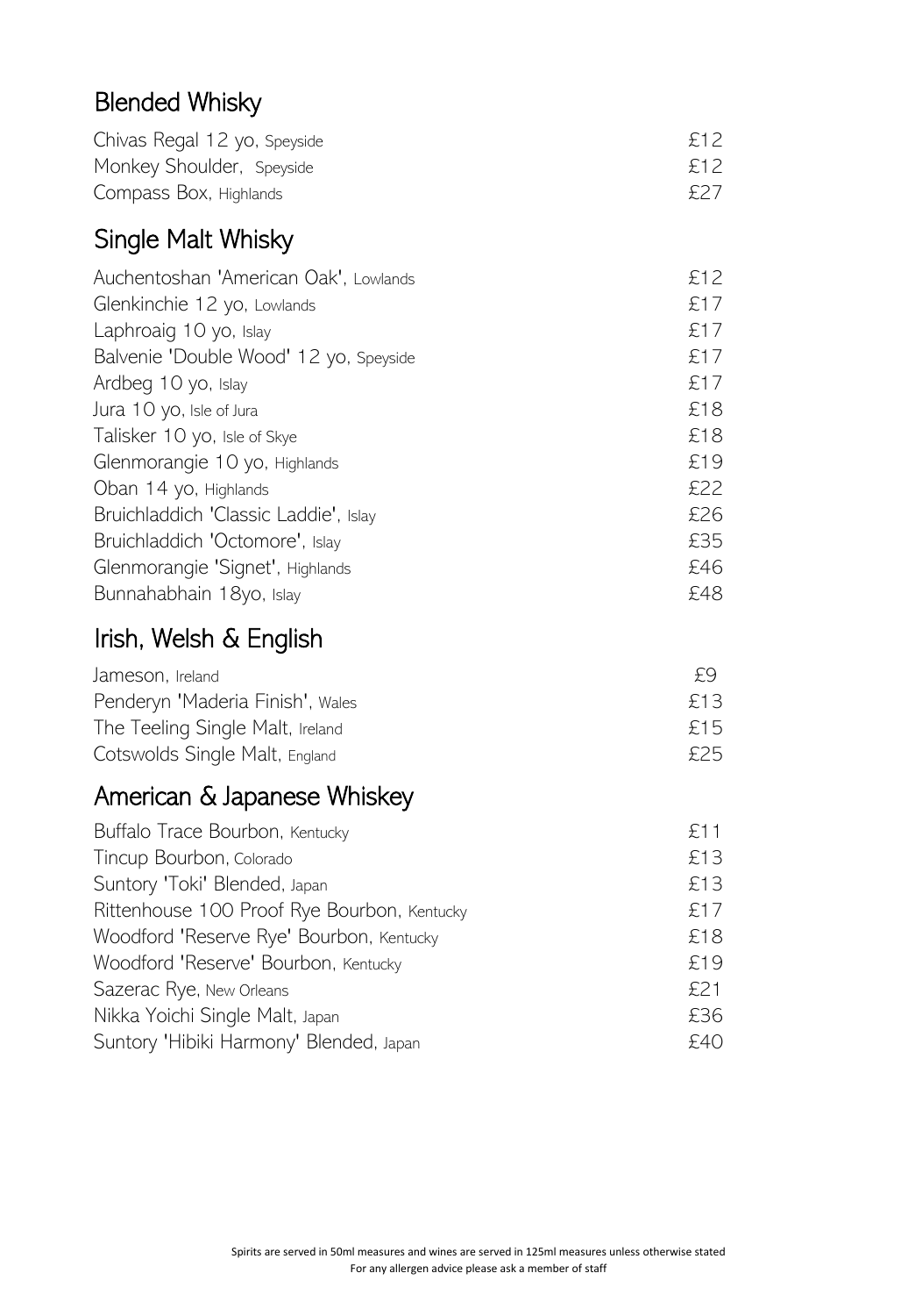## Blended Whisky

| | |
|---|---|
| Chivas Regal 12 yo, Speyside | £12 |
| Monkey Shoulder, Speyside | £12 |
| Compass Box, Highlands | £27 |

## Single Malt Whisky

| | |
|---|---|
| Auchentoshan 'American Oak', Lowlands | £12 |
| Glenkinchie 12 yo, Lowlands | £17 |
| Laphroaig 10 yo, Islay | £17 |
| Balvenie 'Double Wood' 12 yo, Speyside | £17 |
| Ardbeg 10 yo, Islay | £17 |
| Jura 10 yo, Isle of Jura | £18 |
| Talisker 10 yo, Isle of Skye | £18 |
| Glenmorangie 10 yo, Highlands | £19 |
| Oban 14 yo, Highlands | £22 |
| Bruichladdich 'Classic Laddie', Islay | £26 |
| Bruichladdich 'Octomore', Islay | £35 |
| Glenmorangie 'Signet', Highlands | £46 |
| Bunnahabhain 18yo, Islay | £48 |

## Irish, Welsh & English

| | |
|---|---|
| Jameson, Ireland | £9 |
| Penderyn 'Maderia Finish', Wales | £13 |
| The Teeling Single Malt, Ireland | £15 |
| Cotswolds Single Malt, England | £25 |

## American & Japanese Whiskey

| | |
|---|---|
| Buffalo Trace Bourbon, Kentucky | £11 |
| Tincup Bourbon, Colorado | £13 |
| Suntory 'Toki' Blended, Japan | £13 |
| Rittenhouse 100 Proof Rye Bourbon, Kentucky | £17 |
| Woodford 'Reserve Rye' Bourbon, Kentucky | £18 |
| Woodford 'Reserve' Bourbon, Kentucky | £19 |
| Sazerac Rye, New Orleans | £21 |
| Nikka Yoichi Single Malt, Japan | £36 |
| Suntory 'Hibiki Harmony' Blended, Japan | £40 |

Spirits are served in 50ml measures and wines are served in 125ml measures unless otherwise stated

For any allergen advice please ask a member of staff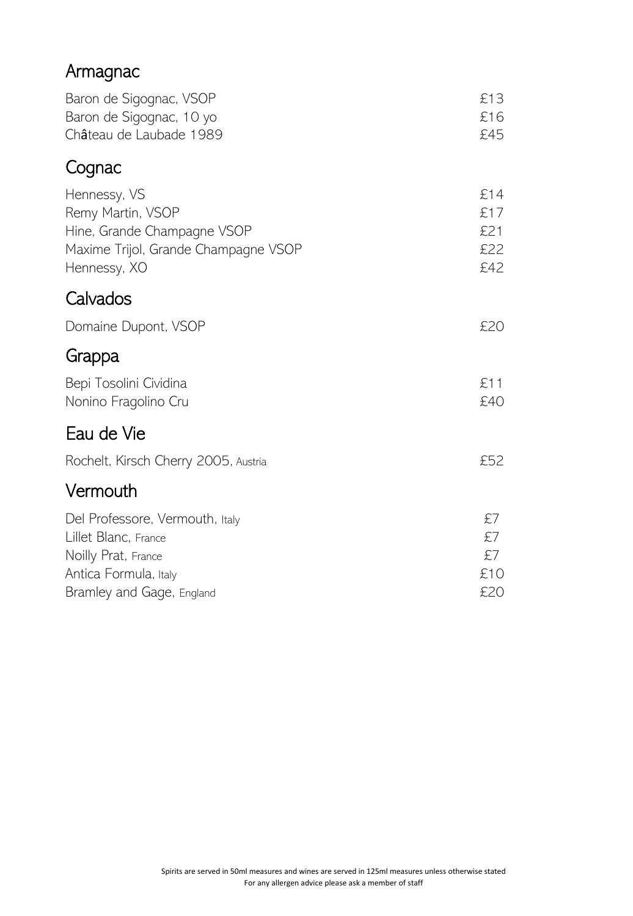## Armagnac

| | |
|---|---|
| Baron de Sigognac, VSOP | £13 |
| Baron de Sigognac, 10 yo | £16 |
| Château de Laubade 1989 | £45 |

## Cognac

| | |
|---|---|
| Hennessy, VS | £14 |
| Remy Martin, VSOP | £17 |
| Hine, Grande Champagne VSOP | £21 |
| Maxime Trijol, Grande Champagne VSOP | £22 |
| Hennessy, XO | £42 |

## Calvados

| | |
|---|---|
| Domaine Dupont, VSOP | £20 |

## Grappa

| | |
|---|---|
| Bepi Tosolini Cividina | £11 |
| Nonino Fragolino Cru | £40 |

## Eau de Vie

| | |
|---|---|
| Rochelt, Kirsch Cherry 2005, Austria | £52 |

## Vermouth

| | |
|---|---|
| Del Professore, Vermouth, Italy | £7 |
| Lillet Blanc, France | £7 |
| Noilly Prat, France | £7 |
| Antica Formula, Italy | £10 |
| Bramley and Gage, England | £20 |

Spirits are served in 50ml measures and wines are served in 125ml measures unless otherwise stated

For any allergen advice please ask a member of staff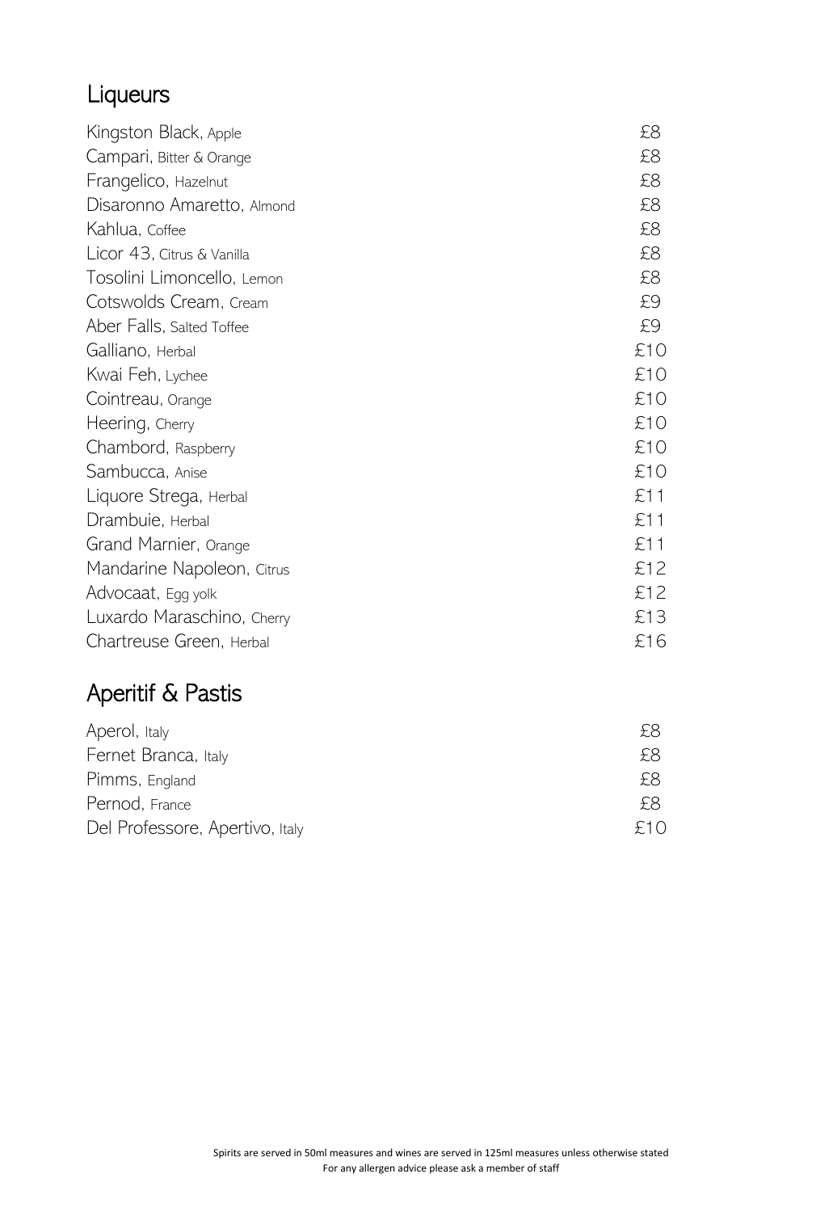## Liqueurs

| | |
|---|---|
| Kingston Black, Apple | £8 |
| Campari, Bitter & Orange | £8 |
| Frangelico, Hazelnut | £8 |
| Disaronno Amaretto, Almond | £8 |
| Kahlua, Coffee | £8 |
| Licor 43, Citrus & Vanilla | £8 |
| Tosolini Limoncello, Lemon | £8 |
| Cotswolds Cream, Cream | £9 |
| Aber Falls, Salted Toffee | £9 |
| Galliano, Herbal | £10 |
| Kwai Feh, Lychee | £10 |
| Cointreau, Orange | £10 |
| Heering, Cherry | £10 |
| Chambord, Raspberry | £10 |
| Sambucca, Anise | £10 |
| Liquore Strega, Herbal | £11 |
| Drambuie, Herbal | £11 |
| Grand Marnier, Orange | £11 |
| Mandarine Napoleon, Citrus | £12 |
| Advocaat, Egg yolk | £12 |
| Luxardo Maraschino, Cherry | £13 |
| Chartreuse Green, Herbal | £16 |

## Aperitif & Pastis

| | |
|---|---|
| Aperol, Italy | £8 |
| Fernet Branca, Italy | £8 |
| Pimms, England | £8 |
| Pernod, France | £8 |
| Del Professore, Apertivo, Italy | £10 |

Spirits are served in 50ml measures and wines are served in 125ml measures unless otherwise stated
For any allergen advice please ask a member of staff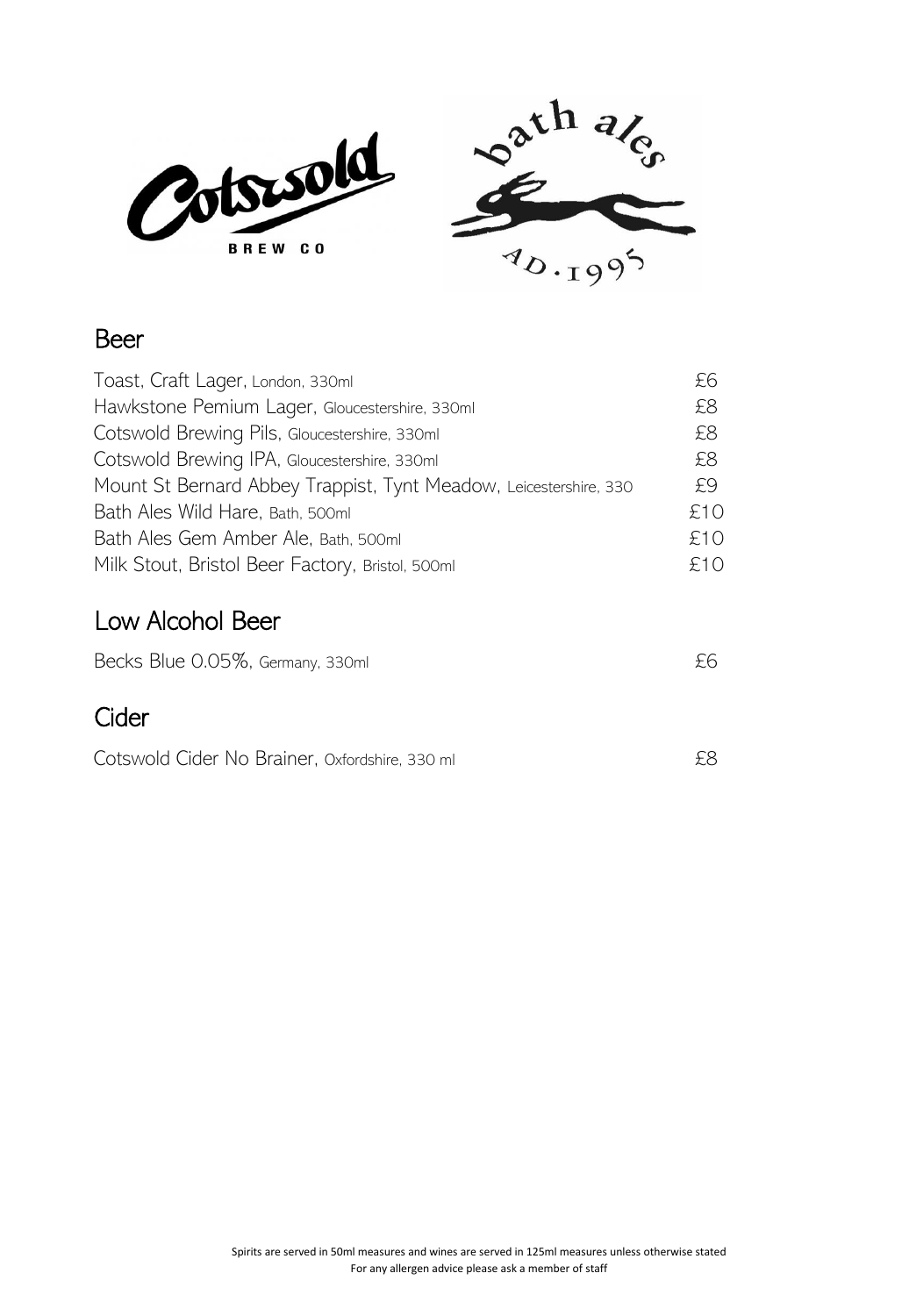## Beer

| Item | Price |
| --- | --- |
| Toast, Craft Lager, London, 330ml | £6 |
| Hawkstone Pemium Lager, Gloucestershire, 330ml | £8 |
| Cotswold Brewing Pils, Gloucestershire, 330ml | £8 |
| Cotswold Brewing IPA, Gloucestershire, 330ml | £8 |
| Mount St Bernard Abbey Trappist, Tynt Meadow, Leicestershire, 330 | £9 |
| Bath Ales Wild Hare, Bath, 500ml | £10 |
| Bath Ales Gem Amber Ale, Bath, 500ml | £10 |
| Milk Stout, Bristol Beer Factory, Bristol, 500ml | £10 |

## Low Alcohol Beer

| Item | Price |
| --- | --- |
| Becks Blue 0.05%, Germany, 330ml | £6 |

## Cider

| Item | Price |
| --- | --- |
| Cotswold Cider No Brainer, Oxfordshire, 330 ml | £8 |

Spirits are served in 50ml measures and wines are served in 125ml measures unless otherwise stated

For any allergen advice please ask a member of staff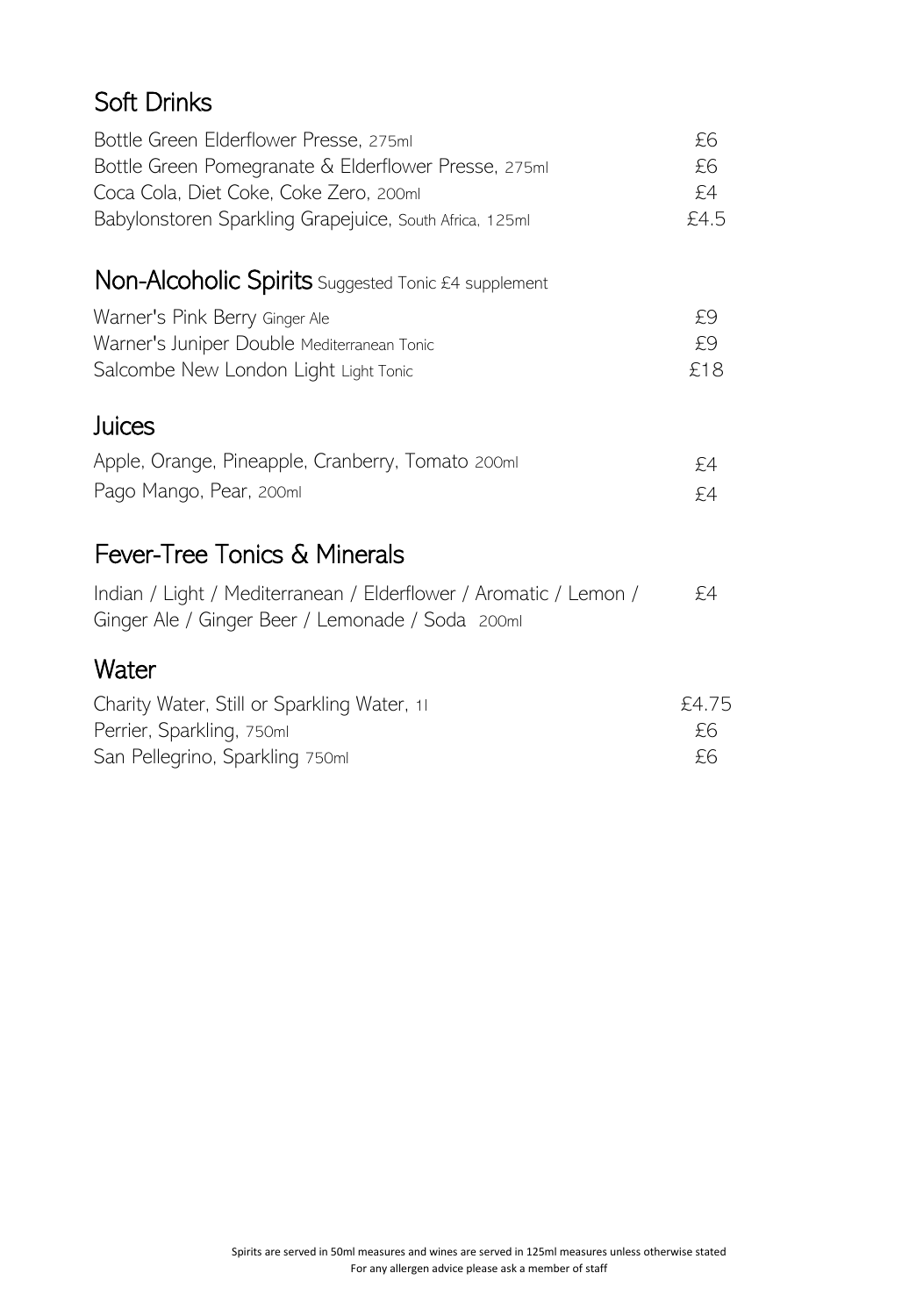## Soft Drinks

| | |
|---|---|
| Bottle Green Elderflower Presse, 275ml | £6 |
| Bottle Green Pomegranate & Elderflower Presse, 275ml | £6 |
| Coca Cola, Diet Coke, Coke Zero, 200ml | £4 |
| Babylonstoren Sparkling Grapejuice, South Africa, 125ml | £4.5 |

## Non-Alcoholic Spirits Suggested Tonic £4 supplement

| | |
|---|---|
| Warner's Pink Berry Ginger Ale | £9 |
| Warner's Juniper Double Mediterranean Tonic | £9 |
| Salcombe New London Light Light Tonic | £18 |

## Juices

| | |
|---|---|
| Apple, Orange, Pineapple, Cranberry, Tomato 200ml | £4 |
| Pago Mango, Pear, 200ml | £4 |

## Fever-Tree Tonics & Minerals

| | |
|---|---|
| Indian / Light / Mediterranean / Elderflower / Aromatic / Lemon / Ginger Ale / Ginger Beer / Lemonade / Soda 200ml | £4 |

## Water

| | |
|---|---|
| Charity Water, Still or Sparkling Water, 1l | £4.75 |
| Perrier, Sparkling, 750ml | £6 |
| San Pellegrino, Sparkling 750ml | £6 |

Spirits are served in 50ml measures and wines are served in 125ml measures unless otherwise stated

For any allergen advice please ask a member of staff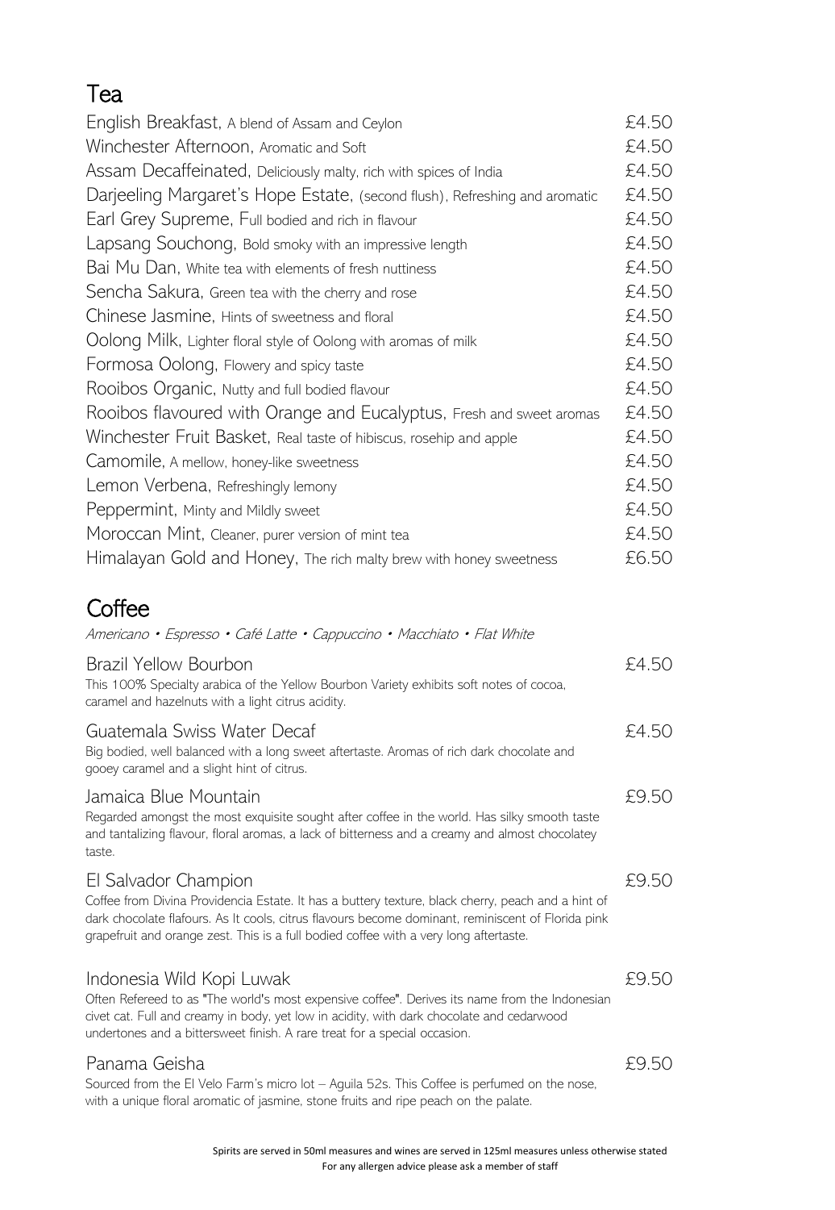## Tea

| | |
|---|---|
| English Breakfast, A blend of Assam and Ceylon | £4.50 |
| Winchester Afternoon, Aromatic and Soft | £4.50 |
| Assam Decaffeinated, Deliciously malty, rich with spices of India | £4.50 |
| Darjeeling Margaret's Hope Estate, (second flush), Refreshing and aromatic | £4.50 |
| Earl Grey Supreme, Full bodied and rich in flavour | £4.50 |
| Lapsang Souchong, Bold smoky with an impressive length | £4.50 |
| Bai Mu Dan, White tea with elements of fresh nuttiness | £4.50 |
| Sencha Sakura, Green tea with the cherry and rose | £4.50 |
| Chinese Jasmine, Hints of sweetness and floral | £4.50 |
| Oolong Milk, Lighter floral style of Oolong with aromas of milk | £4.50 |
| Formosa Oolong, Flowery and spicy taste | £4.50 |
| Rooibos Organic, Nutty and full bodied flavour | £4.50 |
| Rooibos flavoured with Orange and Eucalyptus, Fresh and sweet aromas | £4.50 |
| Winchester Fruit Basket, Real taste of hibiscus, rosehip and apple | £4.50 |
| Camomile, A mellow, honey-like sweetness | £4.50 |
| Lemon Verbena, Refreshingly lemony | £4.50 |
| Peppermint, Minty and Mildly sweet | £4.50 |
| Moroccan Mint, Cleaner, purer version of mint tea | £4.50 |
| Himalayan Gold and Honey, The rich malty brew with honey sweetness | £6.50 |

## Coffee

*Americano • Espresso • Café Latte • Cappuccino • Macchiato • Flat White*

### Brazil Yellow Bourbon — £4.50

This 100% Specialty arabica of the Yellow Bourbon Variety exhibits soft notes of cocoa, caramel and hazelnuts with a light citrus acidity.

### Guatemala Swiss Water Decaf — £4.50

Big bodied, well balanced with a long sweet aftertaste. Aromas of rich dark chocolate and gooey caramel and a slight hint of citrus.

### Jamaica Blue Mountain — £9.50

Regarded amongst the most exquisite sought after coffee in the world. Has silky smooth taste and tantalizing flavour, floral aromas, a lack of bitterness and a creamy and almost chocolatey taste.

### El Salvador Champion — £9.50

Coffee from Divina Providencia Estate. It has a buttery texture, black cherry, peach and a hint of dark chocolate flafours. As It cools, citrus flavours become dominant, reminiscent of Florida pink grapefruit and orange zest. This is a full bodied coffee with a very long aftertaste.

### Indonesia Wild Kopi Luwak — £9.50

Often Refereed to as "The world's most expensive coffee". Derives its name from the Indonesian civet cat. Full and creamy in body, yet low in acidity, with dark chocolate and cedarwood undertones and a bittersweet finish. A rare treat for a special occasion.

### Panama Geisha — £9.50

Sourced from the El Velo Farm's micro lot – Aguila 52s. This Coffee is perfumed on the nose, with a unique floral aromatic of jasmine, stone fruits and ripe peach on the palate.

Spirits are served in 50ml measures and wines are served in 125ml measures unless otherwise stated

For any allergen advice please ask a member of staff